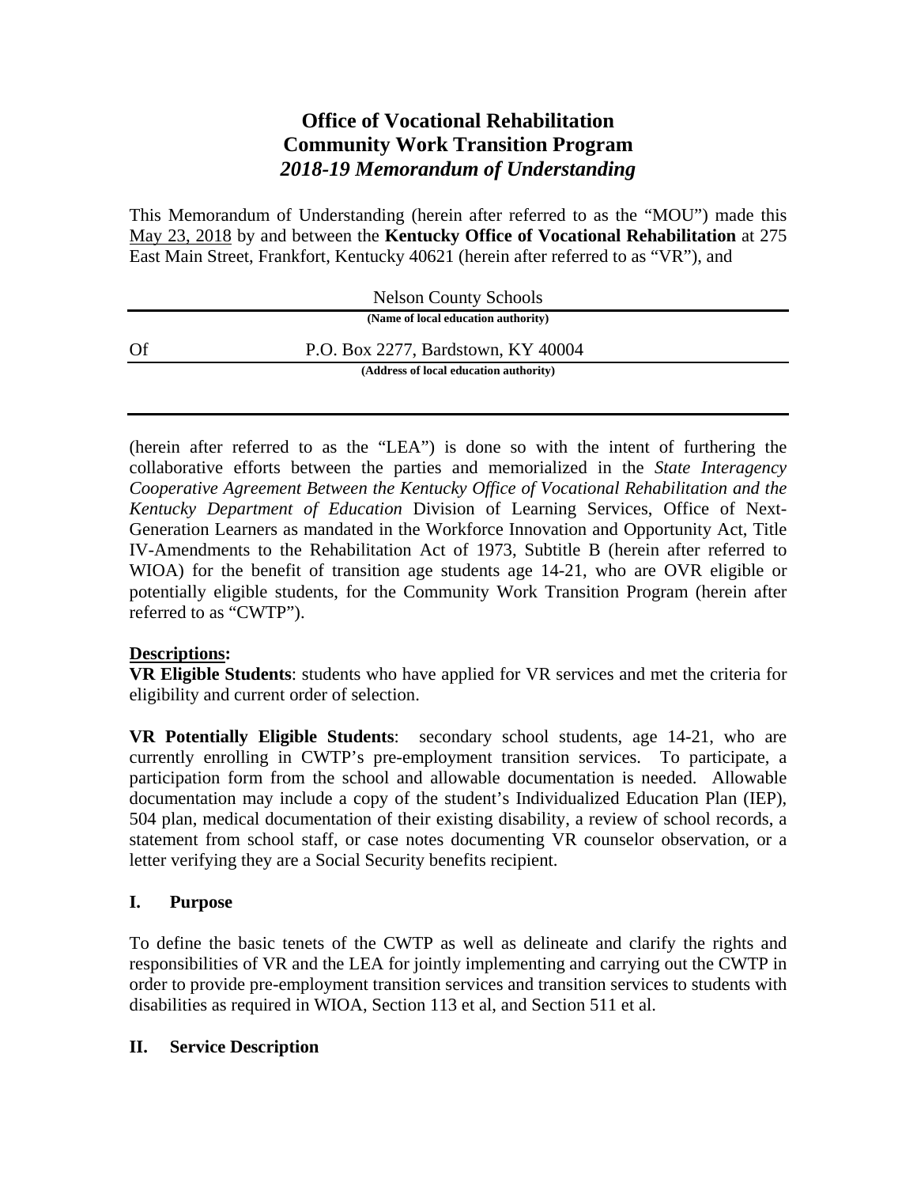# Office of Vocational Rehabilitation
# Community Work Transition Program
## *2018-19 Memorandum of Understanding*

This Memorandum of Understanding (herein after referred to as the "MOU") made this May 23, 2018 by and between the **Kentucky Office of Vocational Rehabilitation** at 275 East Main Street, Frankfort, Kentucky 40621 (herein after referred to as "VR"), and

Nelson County Schools
**(Name of local education authority)**

Of P.O. Box 2277, Bardstown, KY 40004
**(Address of local education authority)**

(herein after referred to as the "LEA") is done so with the intent of furthering the collaborative efforts between the parties and memorialized in the *State Interagency Cooperative Agreement Between the Kentucky Office of Vocational Rehabilitation and the Kentucky Department of Education* Division of Learning Services, Office of Next-Generation Learners as mandated in the Workforce Innovation and Opportunity Act, Title IV-Amendments to the Rehabilitation Act of 1973, Subtitle B (herein after referred to WIOA) for the benefit of transition age students age 14-21, who are OVR eligible or potentially eligible students, for the Community Work Transition Program (herein after referred to as "CWTP").

**Descriptions:**

**VR Eligible Students**: students who have applied for VR services and met the criteria for eligibility and current order of selection.

**VR Potentially Eligible Students**: secondary school students, age 14-21, who are currently enrolling in CWTP's pre-employment transition services. To participate, a participation form from the school and allowable documentation is needed. Allowable documentation may include a copy of the student's Individualized Education Plan (IEP), 504 plan, medical documentation of their existing disability, a review of school records, a statement from school staff, or case notes documenting VR counselor observation, or a letter verifying they are a Social Security benefits recipient.

## I. Purpose

To define the basic tenets of the CWTP as well as delineate and clarify the rights and responsibilities of VR and the LEA for jointly implementing and carrying out the CWTP in order to provide pre-employment transition services and transition services to students with disabilities as required in WIOA, Section 113 et al, and Section 511 et al.

## II. Service Description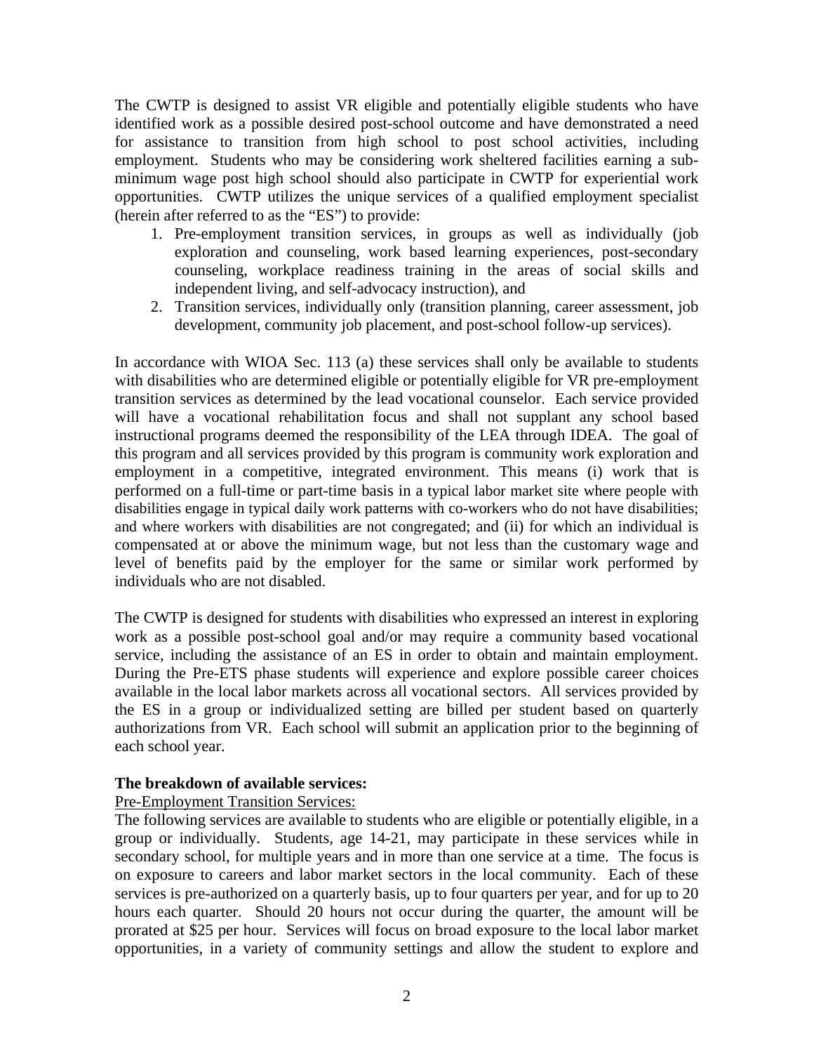The CWTP is designed to assist VR eligible and potentially eligible students who have identified work as a possible desired post-school outcome and have demonstrated a need for assistance to transition from high school to post school activities, including employment. Students who may be considering work sheltered facilities earning a sub-minimum wage post high school should also participate in CWTP for experiential work opportunities. CWTP utilizes the unique services of a qualified employment specialist (herein after referred to as the "ES") to provide:

1. Pre-employment transition services, in groups as well as individually (job exploration and counseling, work based learning experiences, post-secondary counseling, workplace readiness training in the areas of social skills and independent living, and self-advocacy instruction), and
2. Transition services, individually only (transition planning, career assessment, job development, community job placement, and post-school follow-up services).

In accordance with WIOA Sec. 113 (a) these services shall only be available to students with disabilities who are determined eligible or potentially eligible for VR pre-employment transition services as determined by the lead vocational counselor. Each service provided will have a vocational rehabilitation focus and shall not supplant any school based instructional programs deemed the responsibility of the LEA through IDEA. The goal of this program and all services provided by this program is community work exploration and employment in a competitive, integrated environment. This means (i) work that is performed on a full-time or part-time basis in a typical labor market site where people with disabilities engage in typical daily work patterns with co-workers who do not have disabilities; and where workers with disabilities are not congregated; and (ii) for which an individual is compensated at or above the minimum wage, but not less than the customary wage and level of benefits paid by the employer for the same or similar work performed by individuals who are not disabled.

The CWTP is designed for students with disabilities who expressed an interest in exploring work as a possible post-school goal and/or may require a community based vocational service, including the assistance of an ES in order to obtain and maintain employment. During the Pre-ETS phase students will experience and explore possible career choices available in the local labor markets across all vocational sectors. All services provided by the ES in a group or individualized setting are billed per student based on quarterly authorizations from VR. Each school will submit an application prior to the beginning of each school year.

**The breakdown of available services:**

Pre-Employment Transition Services:

The following services are available to students who are eligible or potentially eligible, in a group or individually. Students, age 14-21, may participate in these services while in secondary school, for multiple years and in more than one service at a time. The focus is on exposure to careers and labor market sectors in the local community. Each of these services is pre-authorized on a quarterly basis, up to four quarters per year, and for up to 20 hours each quarter. Should 20 hours not occur during the quarter, the amount will be prorated at $25 per hour. Services will focus on broad exposure to the local labor market opportunities, in a variety of community settings and allow the student to explore and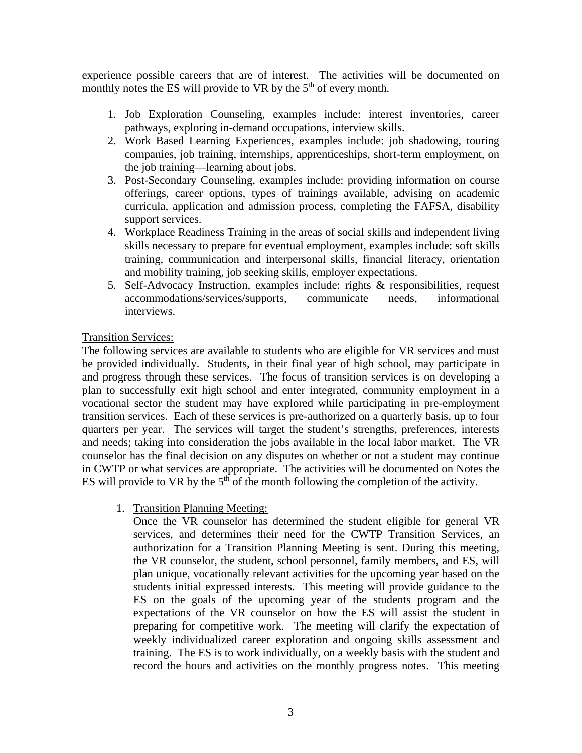experience possible careers that are of interest. The activities will be documented on monthly notes the ES will provide to VR by the 5th of every month.

1. Job Exploration Counseling, examples include: interest inventories, career pathways, exploring in-demand occupations, interview skills.
2. Work Based Learning Experiences, examples include: job shadowing, touring companies, job training, internships, apprenticeships, short-term employment, on the job training—learning about jobs.
3. Post-Secondary Counseling, examples include: providing information on course offerings, career options, types of trainings available, advising on academic curricula, application and admission process, completing the FAFSA, disability support services.
4. Workplace Readiness Training in the areas of social skills and independent living skills necessary to prepare for eventual employment, examples include: soft skills training, communication and interpersonal skills, financial literacy, orientation and mobility training, job seeking skills, employer expectations.
5. Self-Advocacy Instruction, examples include: rights & responsibilities, request accommodations/services/supports, communicate needs, informational interviews.

<u>Transition Services:</u>

The following services are available to students who are eligible for VR services and must be provided individually. Students, in their final year of high school, may participate in and progress through these services. The focus of transition services is on developing a plan to successfully exit high school and enter integrated, community employment in a vocational sector the student may have explored while participating in pre-employment transition services. Each of these services is pre-authorized on a quarterly basis, up to four quarters per year. The services will target the student's strengths, preferences, interests and needs; taking into consideration the jobs available in the local labor market. The VR counselor has the final decision on any disputes on whether or not a student may continue in CWTP or what services are appropriate. The activities will be documented on Notes the ES will provide to VR by the 5th of the month following the completion of the activity.

1. <u>Transition Planning Meeting:</u>
   Once the VR counselor has determined the student eligible for general VR services, and determines their need for the CWTP Transition Services, an authorization for a Transition Planning Meeting is sent. During this meeting, the VR counselor, the student, school personnel, family members, and ES, will plan unique, vocationally relevant activities for the upcoming year based on the students initial expressed interests. This meeting will provide guidance to the ES on the goals of the upcoming year of the students program and the expectations of the VR counselor on how the ES will assist the student in preparing for competitive work. The meeting will clarify the expectation of weekly individualized career exploration and ongoing skills assessment and training. The ES is to work individually, on a weekly basis with the student and record the hours and activities on the monthly progress notes. This meeting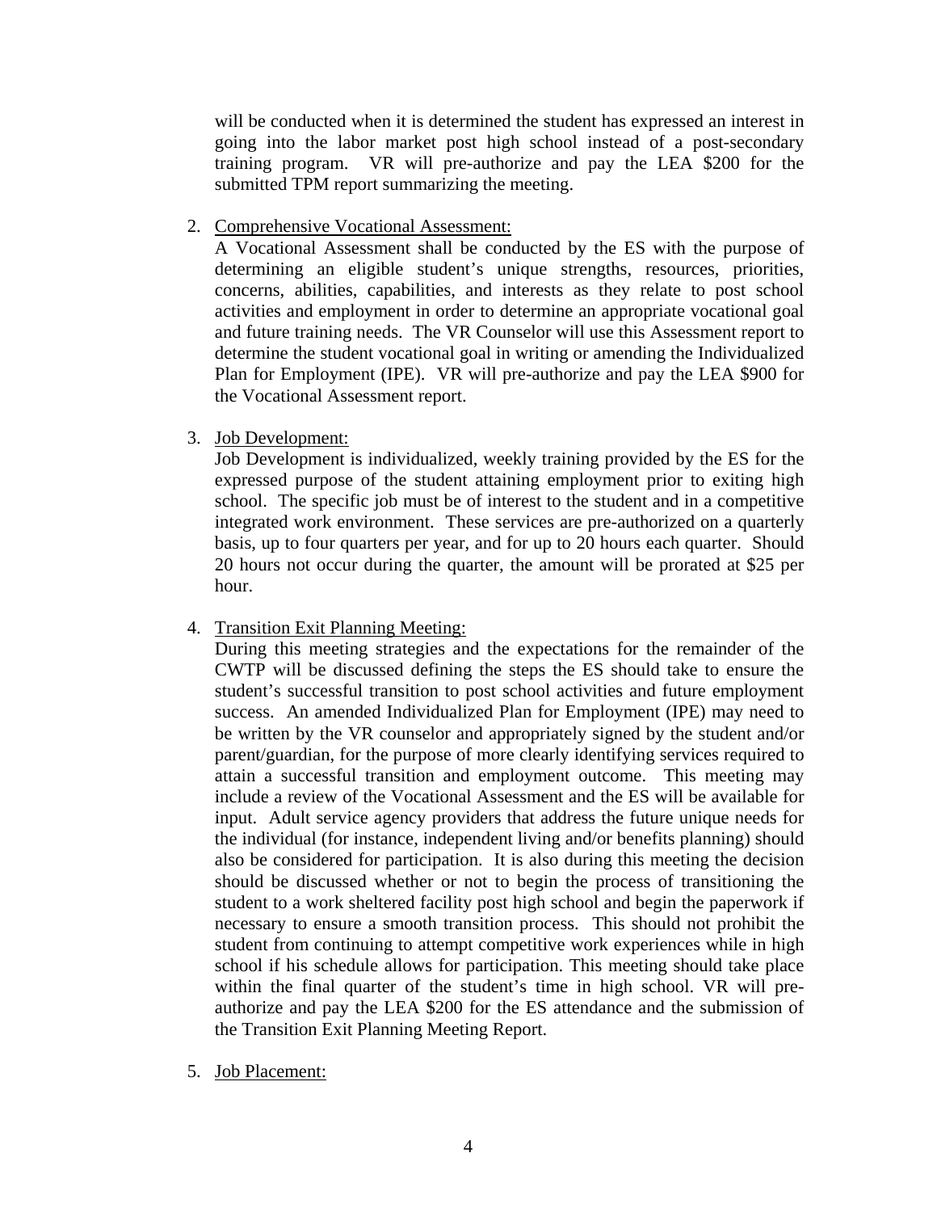will be conducted when it is determined the student has expressed an interest in going into the labor market post high school instead of a post-secondary training program. VR will pre-authorize and pay the LEA $200 for the submitted TPM report summarizing the meeting.

2. <u>Comprehensive Vocational Assessment:</u>
   A Vocational Assessment shall be conducted by the ES with the purpose of determining an eligible student's unique strengths, resources, priorities, concerns, abilities, capabilities, and interests as they relate to post school activities and employment in order to determine an appropriate vocational goal and future training needs. The VR Counselor will use this Assessment report to determine the student vocational goal in writing or amending the Individualized Plan for Employment (IPE). VR will pre-authorize and pay the LEA $900 for the Vocational Assessment report.

3. <u>Job Development:</u>
   Job Development is individualized, weekly training provided by the ES for the expressed purpose of the student attaining employment prior to exiting high school. The specific job must be of interest to the student and in a competitive integrated work environment. These services are pre-authorized on a quarterly basis, up to four quarters per year, and for up to 20 hours each quarter. Should 20 hours not occur during the quarter, the amount will be prorated at $25 per hour.

4. <u>Transition Exit Planning Meeting:</u>
   During this meeting strategies and the expectations for the remainder of the CWTP will be discussed defining the steps the ES should take to ensure the student's successful transition to post school activities and future employment success. An amended Individualized Plan for Employment (IPE) may need to be written by the VR counselor and appropriately signed by the student and/or parent/guardian, for the purpose of more clearly identifying services required to attain a successful transition and employment outcome. This meeting may include a review of the Vocational Assessment and the ES will be available for input. Adult service agency providers that address the future unique needs for the individual (for instance, independent living and/or benefits planning) should also be considered for participation. It is also during this meeting the decision should be discussed whether or not to begin the process of transitioning the student to a work sheltered facility post high school and begin the paperwork if necessary to ensure a smooth transition process. This should not prohibit the student from continuing to attempt competitive work experiences while in high school if his schedule allows for participation. This meeting should take place within the final quarter of the student's time in high school. VR will pre-authorize and pay the LEA $200 for the ES attendance and the submission of the Transition Exit Planning Meeting Report.

5. <u>Job Placement:</u>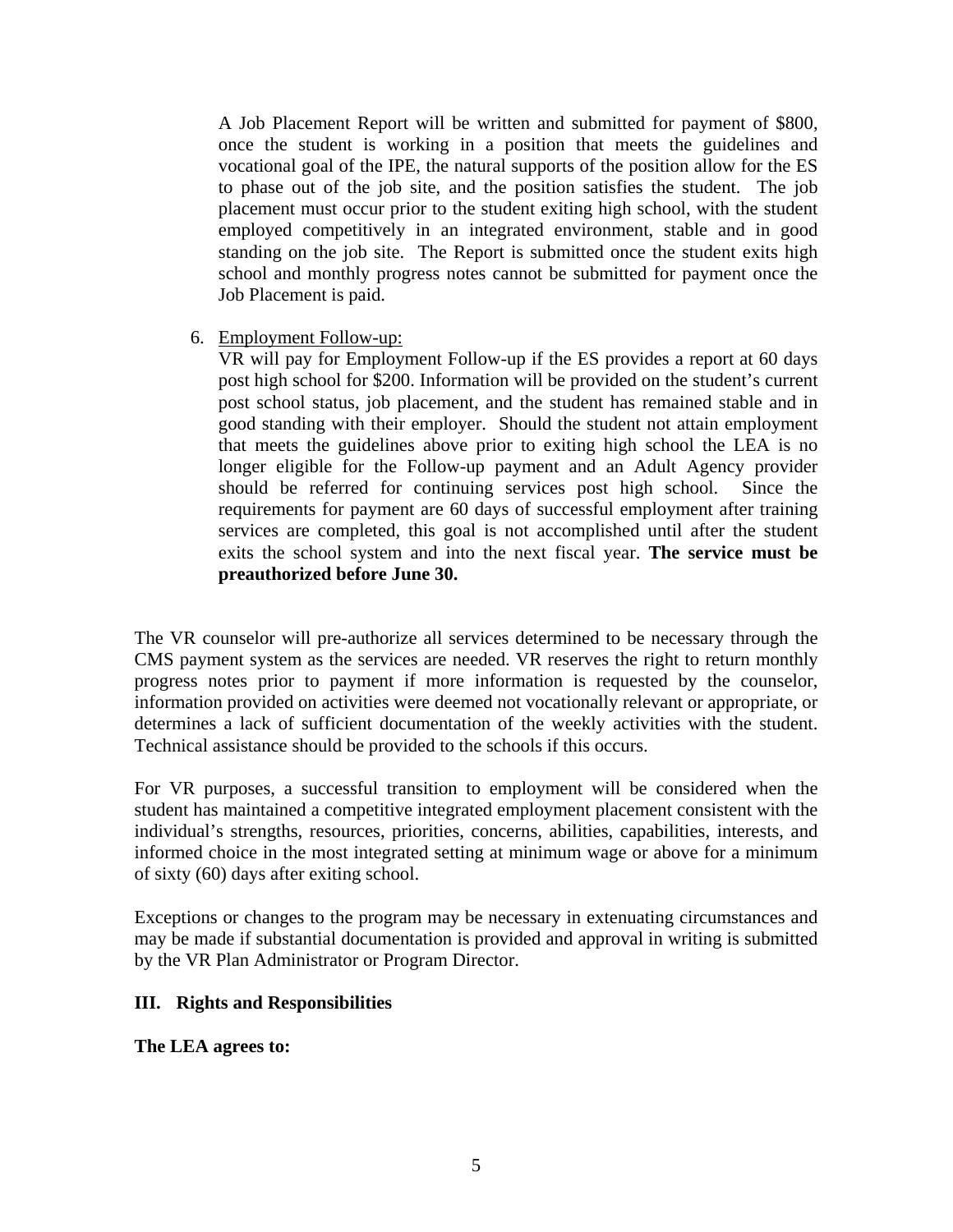A Job Placement Report will be written and submitted for payment of $800, once the student is working in a position that meets the guidelines and vocational goal of the IPE, the natural supports of the position allow for the ES to phase out of the job site, and the position satisfies the student. The job placement must occur prior to the student exiting high school, with the student employed competitively in an integrated environment, stable and in good standing on the job site. The Report is submitted once the student exits high school and monthly progress notes cannot be submitted for payment once the Job Placement is paid.

6. Employment Follow-up:
   VR will pay for Employment Follow-up if the ES provides a report at 60 days post high school for $200. Information will be provided on the student's current post school status, job placement, and the student has remained stable and in good standing with their employer. Should the student not attain employment that meets the guidelines above prior to exiting high school the LEA is no longer eligible for the Follow-up payment and an Adult Agency provider should be referred for continuing services post high school. Since the requirements for payment are 60 days of successful employment after training services are completed, this goal is not accomplished until after the student exits the school system and into the next fiscal year. **The service must be preauthorized before June 30.**

The VR counselor will pre-authorize all services determined to be necessary through the CMS payment system as the services are needed. VR reserves the right to return monthly progress notes prior to payment if more information is requested by the counselor, information provided on activities were deemed not vocationally relevant or appropriate, or determines a lack of sufficient documentation of the weekly activities with the student. Technical assistance should be provided to the schools if this occurs.

For VR purposes, a successful transition to employment will be considered when the student has maintained a competitive integrated employment placement consistent with the individual's strengths, resources, priorities, concerns, abilities, capabilities, interests, and informed choice in the most integrated setting at minimum wage or above for a minimum of sixty (60) days after exiting school.

Exceptions or changes to the program may be necessary in extenuating circumstances and may be made if substantial documentation is provided and approval in writing is submitted by the VR Plan Administrator or Program Director.

## III. Rights and Responsibilities

**The LEA agrees to:**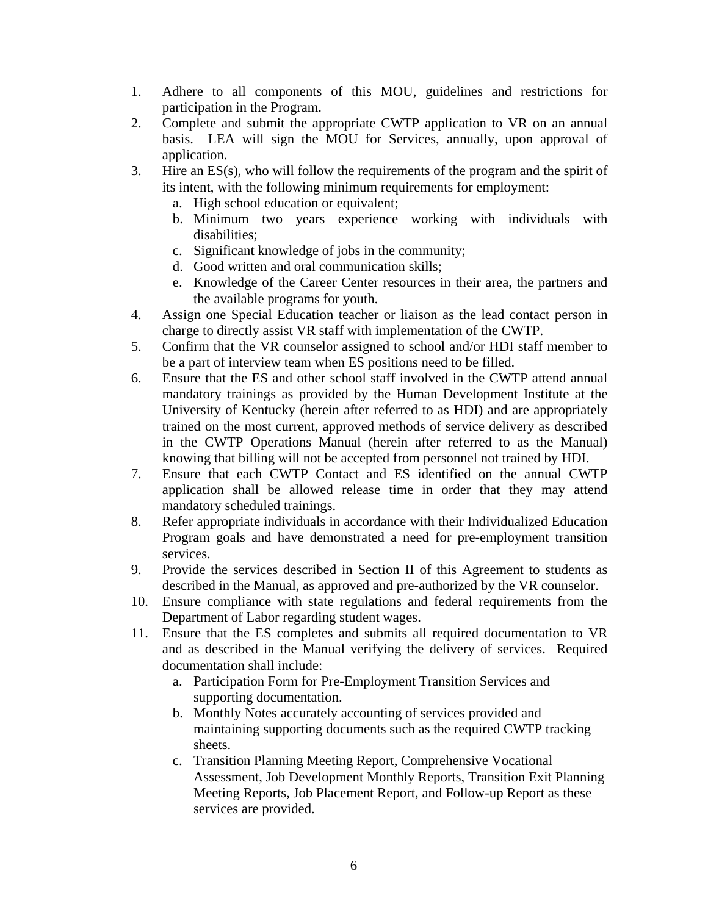1. Adhere to all components of this MOU, guidelines and restrictions for participation in the Program.
2. Complete and submit the appropriate CWTP application to VR on an annual basis. LEA will sign the MOU for Services, annually, upon approval of application.
3. Hire an ES(s), who will follow the requirements of the program and the spirit of its intent, with the following minimum requirements for employment:
   a. High school education or equivalent;
   b. Minimum two years experience working with individuals with disabilities;
   c. Significant knowledge of jobs in the community;
   d. Good written and oral communication skills;
   e. Knowledge of the Career Center resources in their area, the partners and the available programs for youth.
4. Assign one Special Education teacher or liaison as the lead contact person in charge to directly assist VR staff with implementation of the CWTP.
5. Confirm that the VR counselor assigned to school and/or HDI staff member to be a part of interview team when ES positions need to be filled.
6. Ensure that the ES and other school staff involved in the CWTP attend annual mandatory trainings as provided by the Human Development Institute at the University of Kentucky (herein after referred to as HDI) and are appropriately trained on the most current, approved methods of service delivery as described in the CWTP Operations Manual (herein after referred to as the Manual) knowing that billing will not be accepted from personnel not trained by HDI.
7. Ensure that each CWTP Contact and ES identified on the annual CWTP application shall be allowed release time in order that they may attend mandatory scheduled trainings.
8. Refer appropriate individuals in accordance with their Individualized Education Program goals and have demonstrated a need for pre-employment transition services.
9. Provide the services described in Section II of this Agreement to students as described in the Manual, as approved and pre-authorized by the VR counselor.
10. Ensure compliance with state regulations and federal requirements from the Department of Labor regarding student wages.
11. Ensure that the ES completes and submits all required documentation to VR and as described in the Manual verifying the delivery of services. Required documentation shall include:
    a. Participation Form for Pre-Employment Transition Services and supporting documentation.
    b. Monthly Notes accurately accounting of services provided and maintaining supporting documents such as the required CWTP tracking sheets.
    c. Transition Planning Meeting Report, Comprehensive Vocational Assessment, Job Development Monthly Reports, Transition Exit Planning Meeting Reports, Job Placement Report, and Follow-up Report as these services are provided.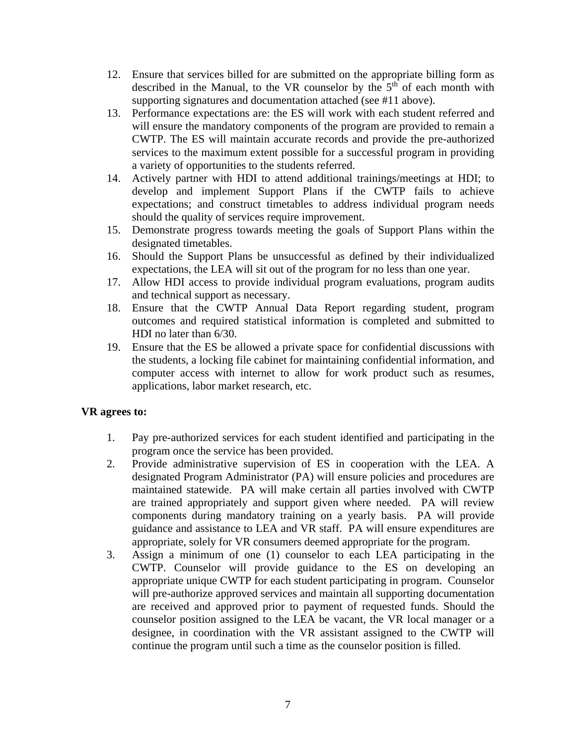12. Ensure that services billed for are submitted on the appropriate billing form as described in the Manual, to the VR counselor by the 5th of each month with supporting signatures and documentation attached (see #11 above).
13. Performance expectations are: the ES will work with each student referred and will ensure the mandatory components of the program are provided to remain a CWTP. The ES will maintain accurate records and provide the pre-authorized services to the maximum extent possible for a successful program in providing a variety of opportunities to the students referred.
14. Actively partner with HDI to attend additional trainings/meetings at HDI; to develop and implement Support Plans if the CWTP fails to achieve expectations; and construct timetables to address individual program needs should the quality of services require improvement.
15. Demonstrate progress towards meeting the goals of Support Plans within the designated timetables.
16. Should the Support Plans be unsuccessful as defined by their individualized expectations, the LEA will sit out of the program for no less than one year.
17. Allow HDI access to provide individual program evaluations, program audits and technical support as necessary.
18. Ensure that the CWTP Annual Data Report regarding student, program outcomes and required statistical information is completed and submitted to HDI no later than 6/30.
19. Ensure that the ES be allowed a private space for confidential discussions with the students, a locking file cabinet for maintaining confidential information, and computer access with internet to allow for work product such as resumes, applications, labor market research, etc.

**VR agrees to:**

1. Pay pre-authorized services for each student identified and participating in the program once the service has been provided.
2. Provide administrative supervision of ES in cooperation with the LEA. A designated Program Administrator (PA) will ensure policies and procedures are maintained statewide. PA will make certain all parties involved with CWTP are trained appropriately and support given where needed. PA will review components during mandatory training on a yearly basis. PA will provide guidance and assistance to LEA and VR staff. PA will ensure expenditures are appropriate, solely for VR consumers deemed appropriate for the program.
3. Assign a minimum of one (1) counselor to each LEA participating in the CWTP. Counselor will provide guidance to the ES on developing an appropriate unique CWTP for each student participating in program. Counselor will pre-authorize approved services and maintain all supporting documentation are received and approved prior to payment of requested funds. Should the counselor position assigned to the LEA be vacant, the VR local manager or a designee, in coordination with the VR assistant assigned to the CWTP will continue the program until such a time as the counselor position is filled.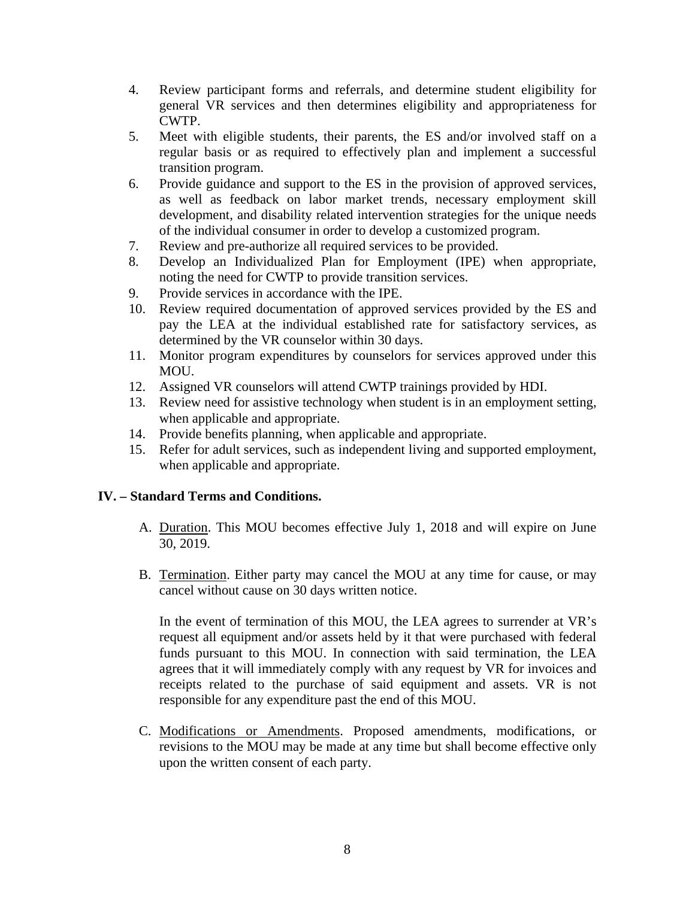4. Review participant forms and referrals, and determine student eligibility for general VR services and then determines eligibility and appropriateness for CWTP.
5. Meet with eligible students, their parents, the ES and/or involved staff on a regular basis or as required to effectively plan and implement a successful transition program.
6. Provide guidance and support to the ES in the provision of approved services, as well as feedback on labor market trends, necessary employment skill development, and disability related intervention strategies for the unique needs of the individual consumer in order to develop a customized program.
7. Review and pre-authorize all required services to be provided.
8. Develop an Individualized Plan for Employment (IPE) when appropriate, noting the need for CWTP to provide transition services.
9. Provide services in accordance with the IPE.
10. Review required documentation of approved services provided by the ES and pay the LEA at the individual established rate for satisfactory services, as determined by the VR counselor within 30 days.
11. Monitor program expenditures by counselors for services approved under this MOU.
12. Assigned VR counselors will attend CWTP trainings provided by HDI.
13. Review need for assistive technology when student is in an employment setting, when applicable and appropriate.
14. Provide benefits planning, when applicable and appropriate.
15. Refer for adult services, such as independent living and supported employment, when applicable and appropriate.

## IV. – Standard Terms and Conditions.

A. Duration. This MOU becomes effective July 1, 2018 and will expire on June 30, 2019.

B. Termination. Either party may cancel the MOU at any time for cause, or may cancel without cause on 30 days written notice.

   In the event of termination of this MOU, the LEA agrees to surrender at VR's request all equipment and/or assets held by it that were purchased with federal funds pursuant to this MOU. In connection with said termination, the LEA agrees that it will immediately comply with any request by VR for invoices and receipts related to the purchase of said equipment and assets. VR is not responsible for any expenditure past the end of this MOU.

C. Modifications or Amendments. Proposed amendments, modifications, or revisions to the MOU may be made at any time but shall become effective only upon the written consent of each party.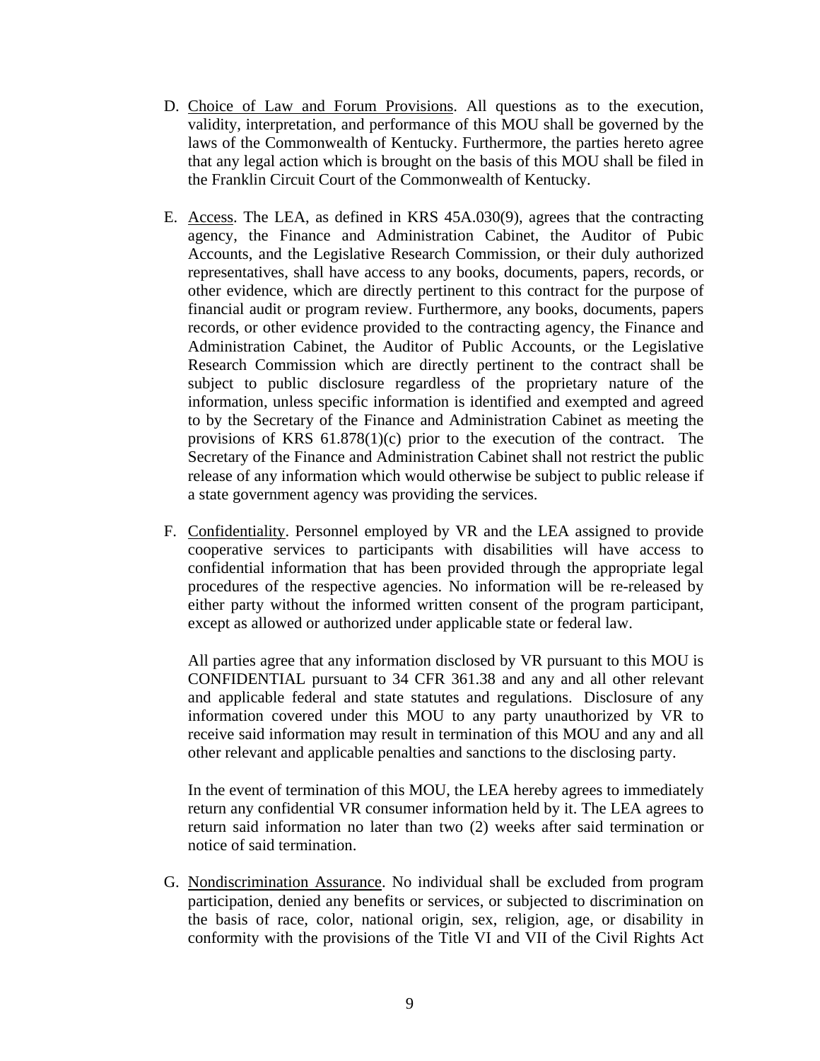D. Choice of Law and Forum Provisions. All questions as to the execution, validity, interpretation, and performance of this MOU shall be governed by the laws of the Commonwealth of Kentucky. Furthermore, the parties hereto agree that any legal action which is brought on the basis of this MOU shall be filed in the Franklin Circuit Court of the Commonwealth of Kentucky.

E. Access. The LEA, as defined in KRS 45A.030(9), agrees that the contracting agency, the Finance and Administration Cabinet, the Auditor of Pubic Accounts, and the Legislative Research Commission, or their duly authorized representatives, shall have access to any books, documents, papers, records, or other evidence, which are directly pertinent to this contract for the purpose of financial audit or program review. Furthermore, any books, documents, papers records, or other evidence provided to the contracting agency, the Finance and Administration Cabinet, the Auditor of Public Accounts, or the Legislative Research Commission which are directly pertinent to the contract shall be subject to public disclosure regardless of the proprietary nature of the information, unless specific information is identified and exempted and agreed to by the Secretary of the Finance and Administration Cabinet as meeting the provisions of KRS 61.878(1)(c) prior to the execution of the contract. The Secretary of the Finance and Administration Cabinet shall not restrict the public release of any information which would otherwise be subject to public release if a state government agency was providing the services.

F. Confidentiality. Personnel employed by VR and the LEA assigned to provide cooperative services to participants with disabilities will have access to confidential information that has been provided through the appropriate legal procedures of the respective agencies. No information will be re-released by either party without the informed written consent of the program participant, except as allowed or authorized under applicable state or federal law.

   All parties agree that any information disclosed by VR pursuant to this MOU is CONFIDENTIAL pursuant to 34 CFR 361.38 and any and all other relevant and applicable federal and state statutes and regulations. Disclosure of any information covered under this MOU to any party unauthorized by VR to receive said information may result in termination of this MOU and any and all other relevant and applicable penalties and sanctions to the disclosing party.

   In the event of termination of this MOU, the LEA hereby agrees to immediately return any confidential VR consumer information held by it. The LEA agrees to return said information no later than two (2) weeks after said termination or notice of said termination.

G. Nondiscrimination Assurance. No individual shall be excluded from program participation, denied any benefits or services, or subjected to discrimination on the basis of race, color, national origin, sex, religion, age, or disability in conformity with the provisions of the Title VI and VII of the Civil Rights Act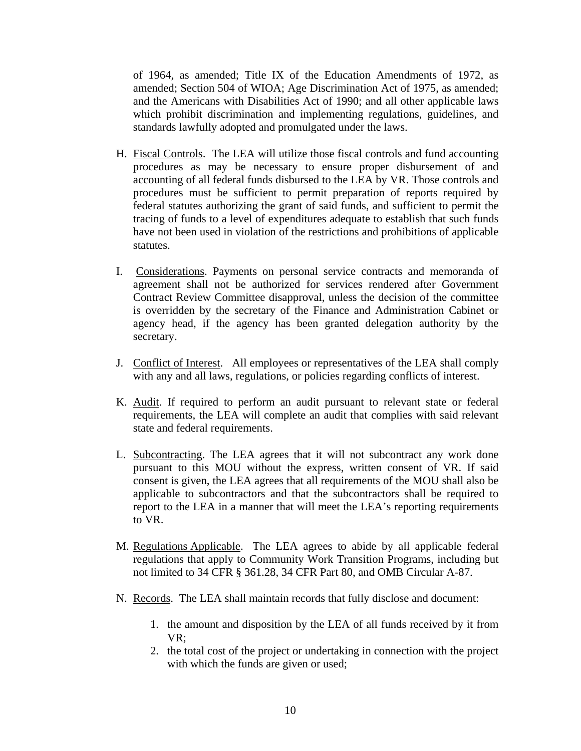of 1964, as amended; Title IX of the Education Amendments of 1972, as amended; Section 504 of WIOA; Age Discrimination Act of 1975, as amended; and the Americans with Disabilities Act of 1990; and all other applicable laws which prohibit discrimination and implementing regulations, guidelines, and standards lawfully adopted and promulgated under the laws.

H. Fiscal Controls. The LEA will utilize those fiscal controls and fund accounting procedures as may be necessary to ensure proper disbursement of and accounting of all federal funds disbursed to the LEA by VR. Those controls and procedures must be sufficient to permit preparation of reports required by federal statutes authorizing the grant of said funds, and sufficient to permit the tracing of funds to a level of expenditures adequate to establish that such funds have not been used in violation of the restrictions and prohibitions of applicable statutes.

I. Considerations. Payments on personal service contracts and memoranda of agreement shall not be authorized for services rendered after Government Contract Review Committee disapproval, unless the decision of the committee is overridden by the secretary of the Finance and Administration Cabinet or agency head, if the agency has been granted delegation authority by the secretary.

J. Conflict of Interest. All employees or representatives of the LEA shall comply with any and all laws, regulations, or policies regarding conflicts of interest.

K. Audit. If required to perform an audit pursuant to relevant state or federal requirements, the LEA will complete an audit that complies with said relevant state and federal requirements.

L. Subcontracting. The LEA agrees that it will not subcontract any work done pursuant to this MOU without the express, written consent of VR. If said consent is given, the LEA agrees that all requirements of the MOU shall also be applicable to subcontractors and that the subcontractors shall be required to report to the LEA in a manner that will meet the LEA's reporting requirements to VR.

M. Regulations Applicable. The LEA agrees to abide by all applicable federal regulations that apply to Community Work Transition Programs, including but not limited to 34 CFR § 361.28, 34 CFR Part 80, and OMB Circular A-87.

N. Records. The LEA shall maintain records that fully disclose and document:

1. the amount and disposition by the LEA of all funds received by it from VR;
2. the total cost of the project or undertaking in connection with the project with which the funds are given or used;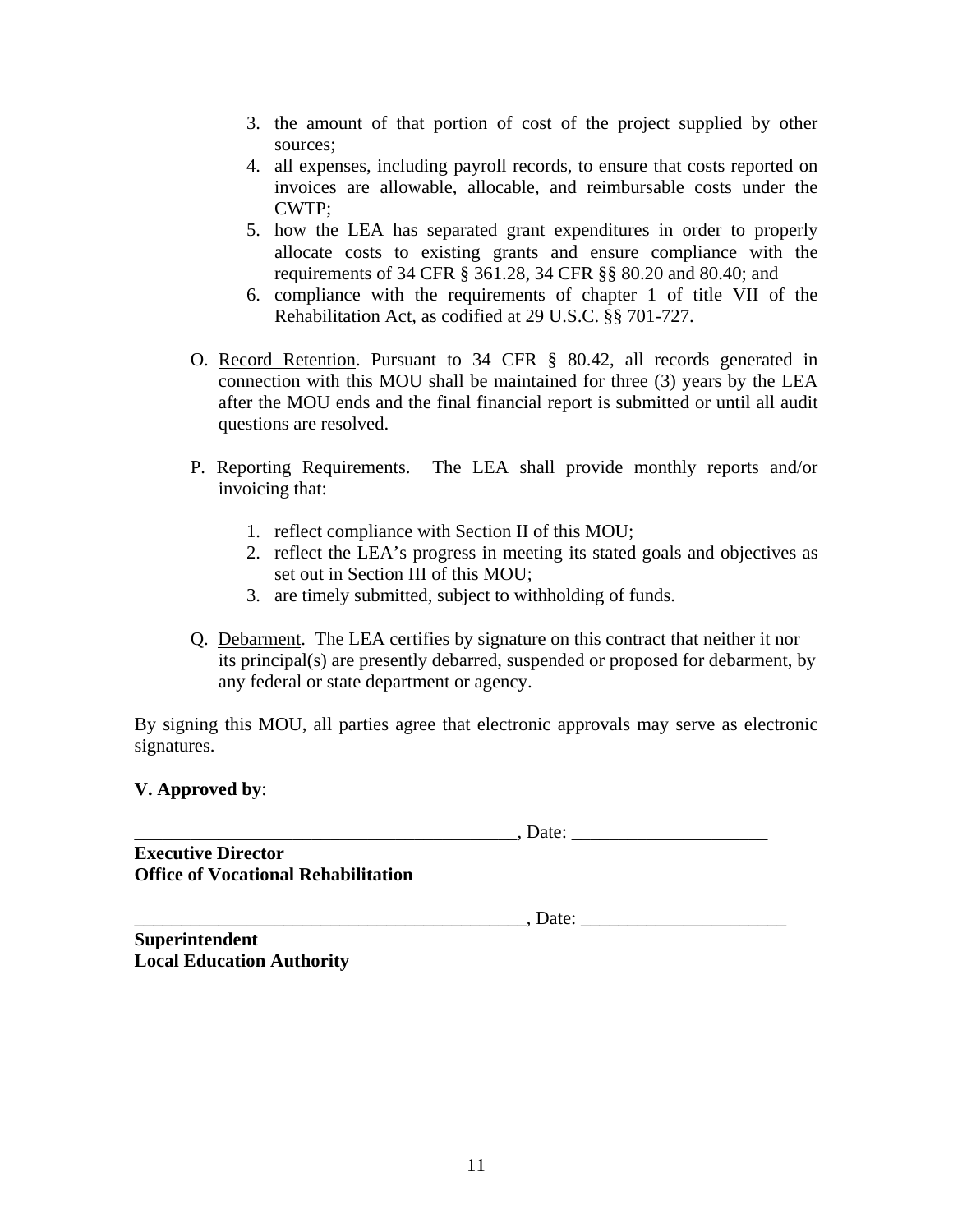3. the amount of that portion of cost of the project supplied by other sources;
4. all expenses, including payroll records, to ensure that costs reported on invoices are allowable, allocable, and reimbursable costs under the CWTP;
5. how the LEA has separated grant expenditures in order to properly allocate costs to existing grants and ensure compliance with the requirements of 34 CFR § 361.28, 34 CFR §§ 80.20 and 80.40; and
6. compliance with the requirements of chapter 1 of title VII of the Rehabilitation Act, as codified at 29 U.S.C. §§ 701-727.

O. Record Retention. Pursuant to 34 CFR § 80.42, all records generated in connection with this MOU shall be maintained for three (3) years by the LEA after the MOU ends and the final financial report is submitted or until all audit questions are resolved.

P. Reporting Requirements. The LEA shall provide monthly reports and/or invoicing that:

1. reflect compliance with Section II of this MOU;
2. reflect the LEA's progress in meeting its stated goals and objectives as set out in Section III of this MOU;
3. are timely submitted, subject to withholding of funds.

Q. Debarment. The LEA certifies by signature on this contract that neither it nor its principal(s) are presently debarred, suspended or proposed for debarment, by any federal or state department or agency.

By signing this MOU, all parties agree that electronic approvals may serve as electronic signatures.

**V. Approved by**:

_________________________________________, Date: _____________________

**Executive Director**
**Office of Vocational Rehabilitation**

__________________________________________, Date: ______________________

**Superintendent**
**Local Education Authority**